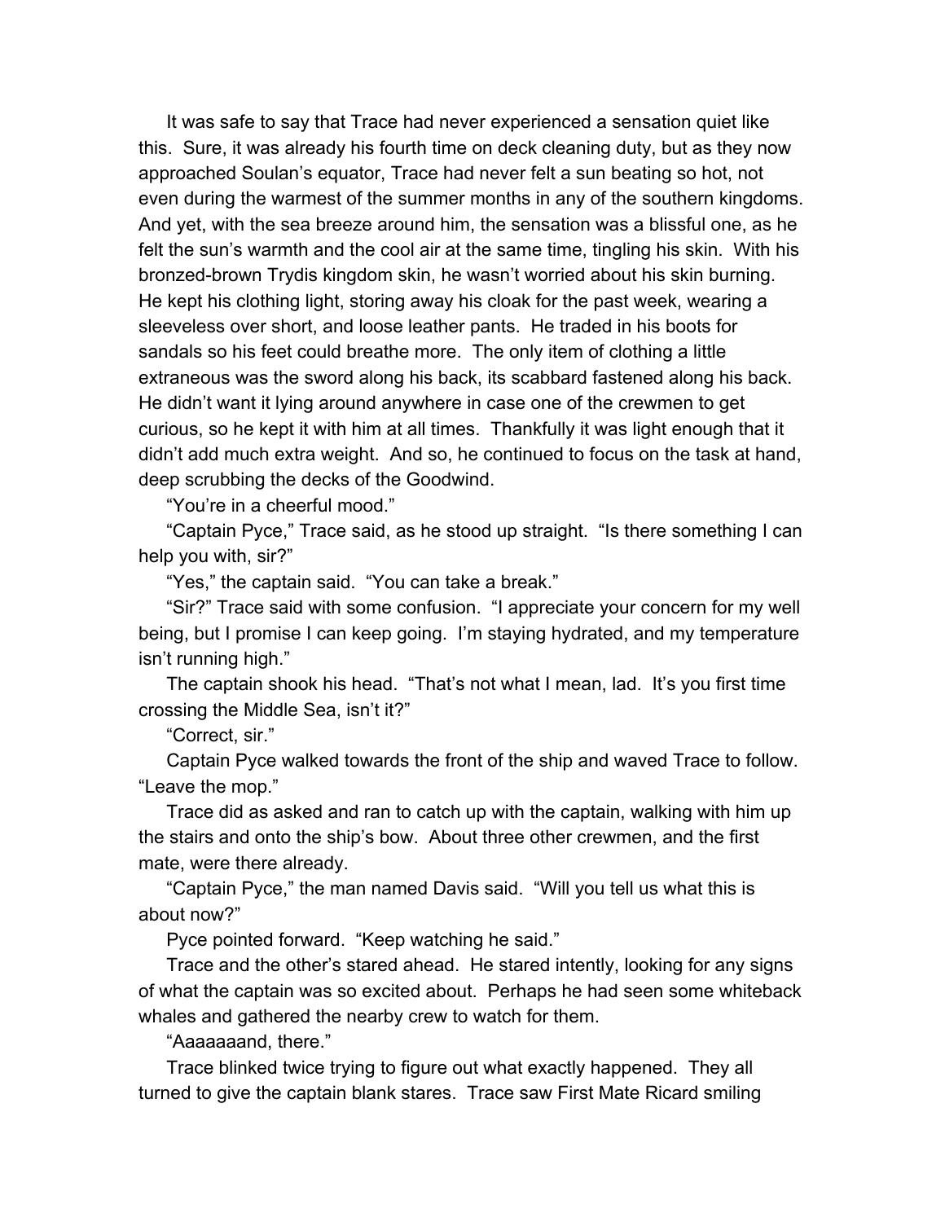It was safe to say that Trace had never experienced a sensation quiet like this. Sure, it was already his fourth time on deck cleaning duty, but as they now approached Soulan's equator, Trace had never felt a sun beating so hot, not even during the warmest of the summer months in any of the southern kingdoms. And yet, with the sea breeze around him, the sensation was a blissful one, as he felt the sun's warmth and the cool air at the same time, tingling his skin. With his bronzed-brown Trydis kingdom skin, he wasn't worried about his skin burning. He kept his clothing light, storing away his cloak for the past week, wearing a sleeveless over short, and loose leather pants. He traded in his boots for sandals so his feet could breathe more. The only item of clothing a little extraneous was the sword along his back, its scabbard fastened along his back. He didn't want it lying around anywhere in case one of the crewmen to get curious, so he kept it with him at all times. Thankfully it was light enough that it didn't add much extra weight. And so, he continued to focus on the task at hand, deep scrubbing the decks of the Goodwind.

"You're in a cheerful mood."

"Captain Pyce," Trace said, as he stood up straight. "Is there something I can help you with, sir?"

"Yes," the captain said. "You can take a break."

"Sir?" Trace said with some confusion. "I appreciate your concern for my well being, but I promise I can keep going. I'm staying hydrated, and my temperature isn't running high."

The captain shook his head. "That's not what I mean, lad. It's you first time crossing the Middle Sea, isn't it?"

"Correct, sir."

Captain Pyce walked towards the front of the ship and waved Trace to follow. "Leave the mop."

Trace did as asked and ran to catch up with the captain, walking with him up the stairs and onto the ship's bow. About three other crewmen, and the first mate, were there already.

"Captain Pyce," the man named Davis said. "Will you tell us what this is about now?"

Pyce pointed forward. "Keep watching he said."

Trace and the other's stared ahead. He stared intently, looking for any signs of what the captain was so excited about. Perhaps he had seen some whiteback whales and gathered the nearby crew to watch for them.

"Aaaaaaand, there."

Trace blinked twice trying to figure out what exactly happened. They all turned to give the captain blank stares. Trace saw First Mate Ricard smiling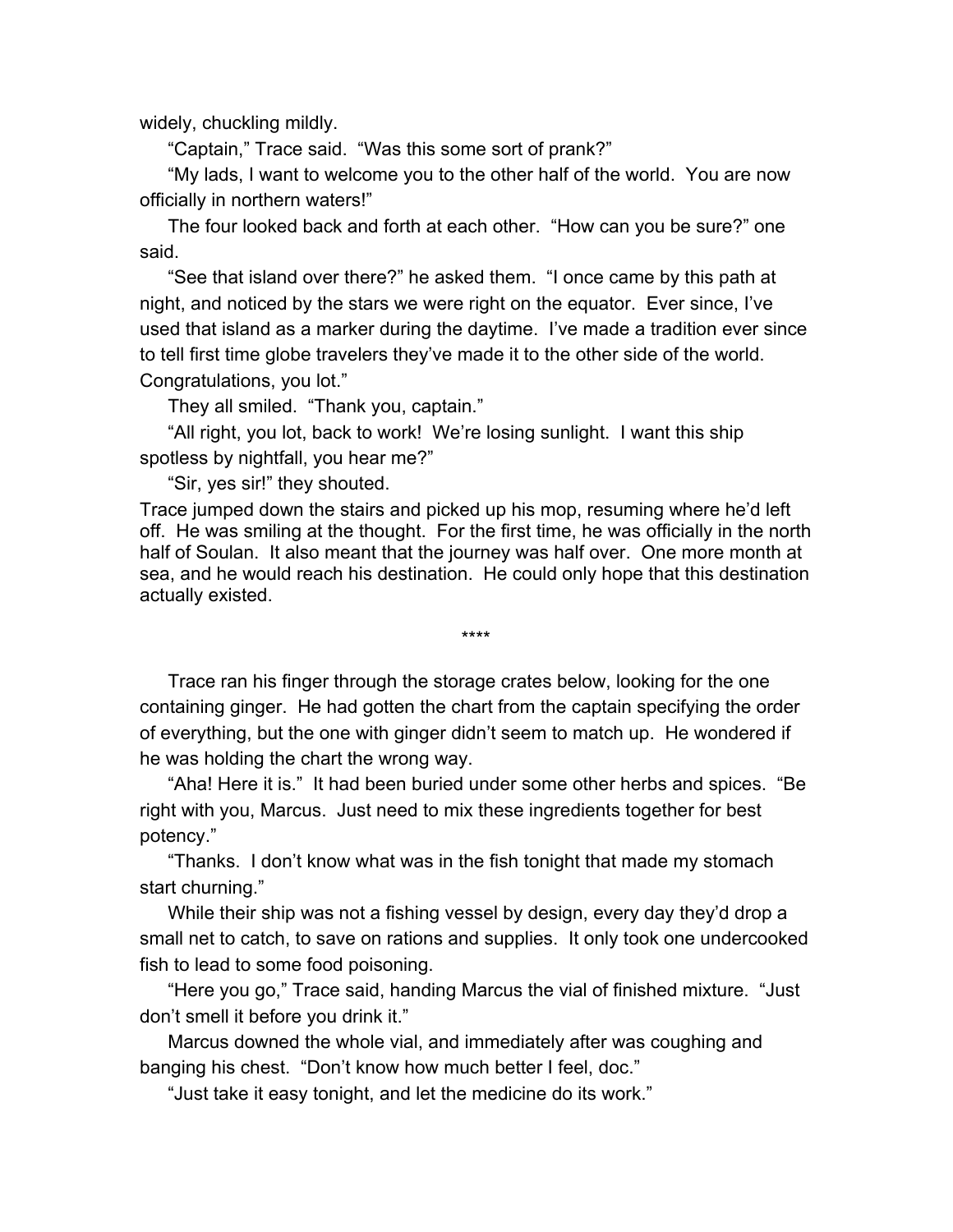widely, chuckling mildly.

"Captain," Trace said. "Was this some sort of prank?"

"My lads, I want to welcome you to the other half of the world. You are now officially in northern waters!"

The four looked back and forth at each other. "How can you be sure?" one said.

"See that island over there?" he asked them. "I once came by this path at night, and noticed by the stars we were right on the equator. Ever since, I've used that island as a marker during the daytime. I've made a tradition ever since to tell first time globe travelers they've made it to the other side of the world. Congratulations, you lot."

They all smiled. "Thank you, captain."

"All right, you lot, back to work! We're losing sunlight. I want this ship spotless by nightfall, you hear me?"

"Sir, yes sir!" they shouted.

Trace jumped down the stairs and picked up his mop, resuming where he'd left off. He was smiling at the thought. For the first time, he was officially in the north half of Soulan. It also meant that the journey was half over. One more month at sea, and he would reach his destination. He could only hope that this destination actually existed.

****

Trace ran his finger through the storage crates below, looking for the one containing ginger. He had gotten the chart from the captain specifying the order of everything, but the one with ginger didn't seem to match up. He wondered if he was holding the chart the wrong way.

"Aha! Here it is." It had been buried under some other herbs and spices. "Be right with you, Marcus. Just need to mix these ingredients together for best potency."

"Thanks. I don't know what was in the fish tonight that made my stomach start churning."

While their ship was not a fishing vessel by design, every day they'd drop a small net to catch, to save on rations and supplies. It only took one undercooked fish to lead to some food poisoning.

"Here you go," Trace said, handing Marcus the vial of finished mixture. "Just don't smell it before you drink it."

Marcus downed the whole vial, and immediately after was coughing and banging his chest. "Don't know how much better I feel, doc."

"Just take it easy tonight, and let the medicine do its work."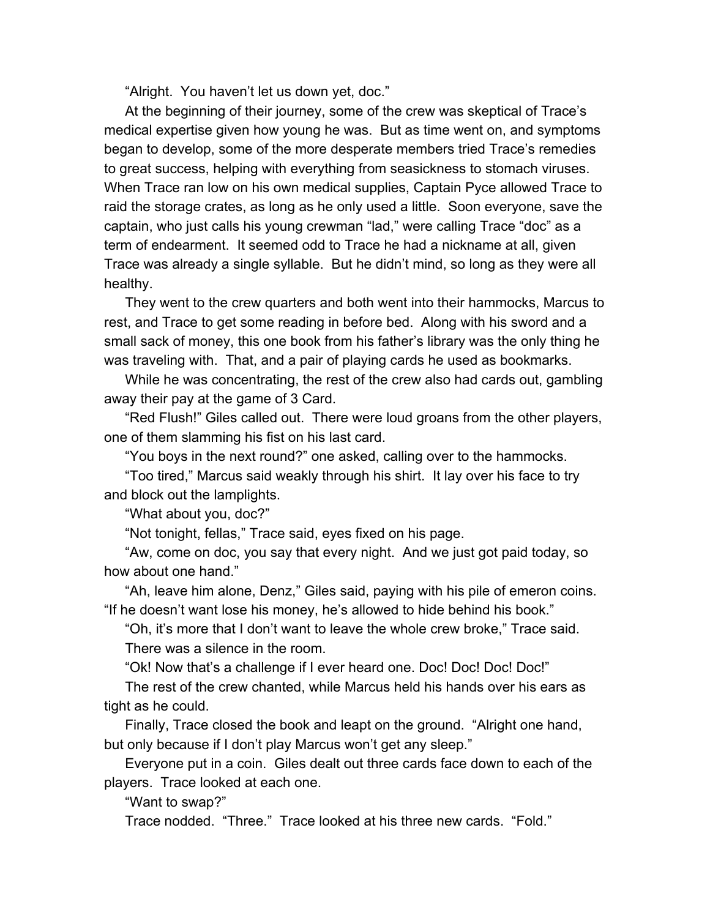"Alright. You haven't let us down yet, doc."

At the beginning of their journey, some of the crew was skeptical of Trace's medical expertise given how young he was. But as time went on, and symptoms began to develop, some of the more desperate members tried Trace's remedies to great success, helping with everything from seasickness to stomach viruses. When Trace ran low on his own medical supplies, Captain Pyce allowed Trace to raid the storage crates, as long as he only used a little. Soon everyone, save the captain, who just calls his young crewman "lad," were calling Trace "doc" as a term of endearment. It seemed odd to Trace he had a nickname at all, given Trace was already a single syllable. But he didn't mind, so long as they were all healthy.

They went to the crew quarters and both went into their hammocks, Marcus to rest, and Trace to get some reading in before bed. Along with his sword and a small sack of money, this one book from his father's library was the only thing he was traveling with. That, and a pair of playing cards he used as bookmarks.

While he was concentrating, the rest of the crew also had cards out, gambling away their pay at the game of 3 Card.

"Red Flush!" Giles called out. There were loud groans from the other players, one of them slamming his fist on his last card.

"You boys in the next round?" one asked, calling over to the hammocks.

"Too tired," Marcus said weakly through his shirt. It lay over his face to try and block out the lamplights.

"What about you, doc?"

"Not tonight, fellas," Trace said, eyes fixed on his page.

"Aw, come on doc, you say that every night. And we just got paid today, so how about one hand."

"Ah, leave him alone, Denz," Giles said, paying with his pile of emeron coins. "If he doesn't want lose his money, he's allowed to hide behind his book."

"Oh, it's more that I don't want to leave the whole crew broke," Trace said.

There was a silence in the room.

"Ok! Now that's a challenge if I ever heard one. Doc! Doc! Doc! Doc!"

The rest of the crew chanted, while Marcus held his hands over his ears as tight as he could.

Finally, Trace closed the book and leapt on the ground. "Alright one hand, but only because if I don't play Marcus won't get any sleep."

Everyone put in a coin. Giles dealt out three cards face down to each of the players. Trace looked at each one.

"Want to swap?"

Trace nodded. "Three." Trace looked at his three new cards. "Fold."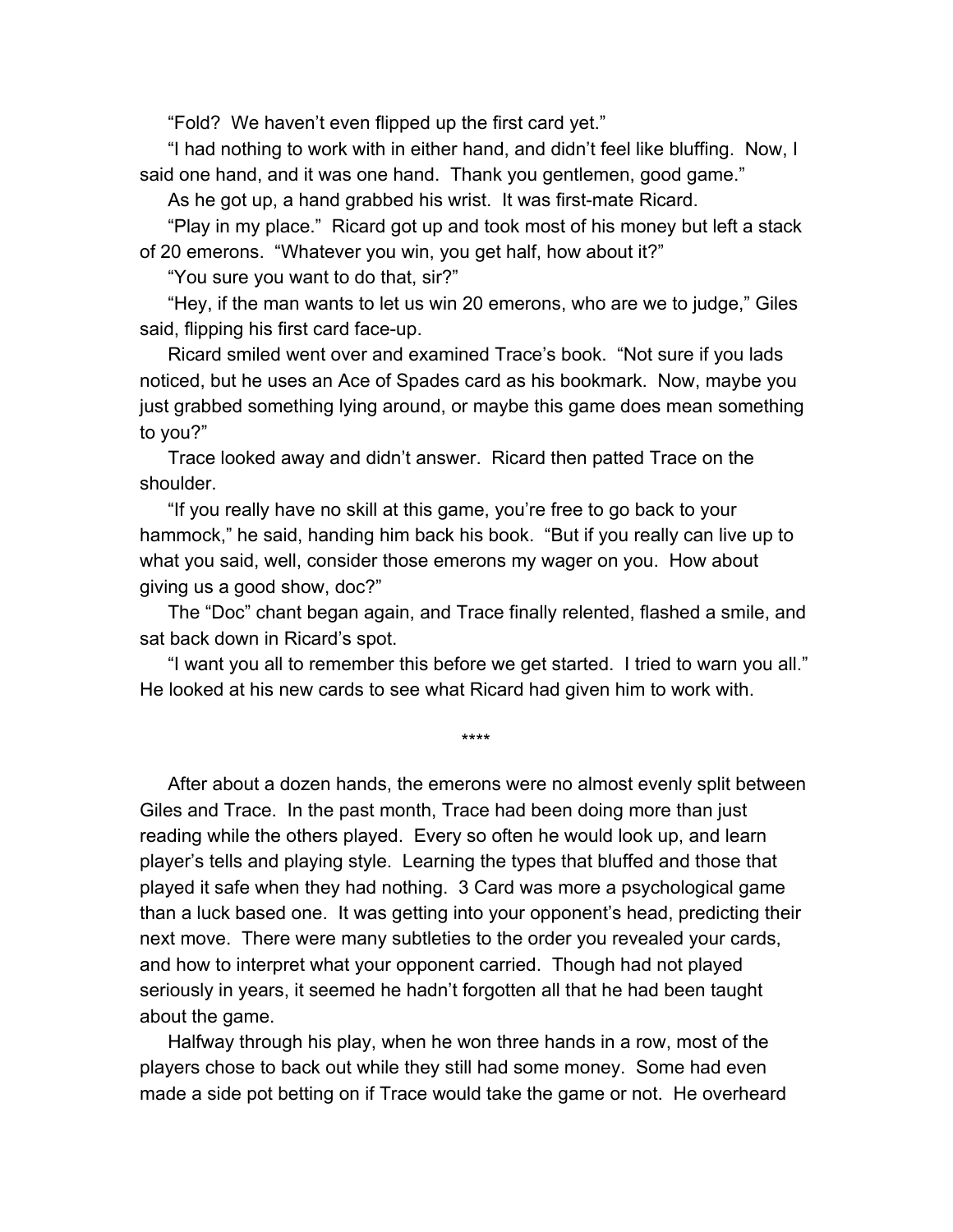"Fold? We haven't even flipped up the first card yet."

"I had nothing to work with in either hand, and didn't feel like bluffing. Now, I said one hand, and it was one hand. Thank you gentlemen, good game."

As he got up, a hand grabbed his wrist. It was first-mate Ricard.

"Play in my place." Ricard got up and took most of his money but left a stack of 20 emerons. "Whatever you win, you get half, how about it?"

"You sure you want to do that, sir?"

"Hey, if the man wants to let us win 20 emerons, who are we to judge," Giles said, flipping his first card face-up.

Ricard smiled went over and examined Trace's book. "Not sure if you lads noticed, but he uses an Ace of Spades card as his bookmark. Now, maybe you just grabbed something lying around, or maybe this game does mean something to you?"

Trace looked away and didn't answer. Ricard then patted Trace on the shoulder.

"If you really have no skill at this game, you're free to go back to your hammock," he said, handing him back his book. "But if you really can live up to what you said, well, consider those emerons my wager on you. How about giving us a good show, doc?"

The "Doc" chant began again, and Trace finally relented, flashed a smile, and sat back down in Ricard's spot.

"I want you all to remember this before we get started. I tried to warn you all." He looked at his new cards to see what Ricard had given him to work with.

****

After about a dozen hands, the emerons were no almost evenly split between Giles and Trace. In the past month, Trace had been doing more than just reading while the others played. Every so often he would look up, and learn player's tells and playing style. Learning the types that bluffed and those that played it safe when they had nothing. 3 Card was more a psychological game than a luck based one. It was getting into your opponent's head, predicting their next move. There were many subtleties to the order you revealed your cards, and how to interpret what your opponent carried. Though had not played seriously in years, it seemed he hadn't forgotten all that he had been taught about the game.

Halfway through his play, when he won three hands in a row, most of the players chose to back out while they still had some money. Some had even made a side pot betting on if Trace would take the game or not. He overheard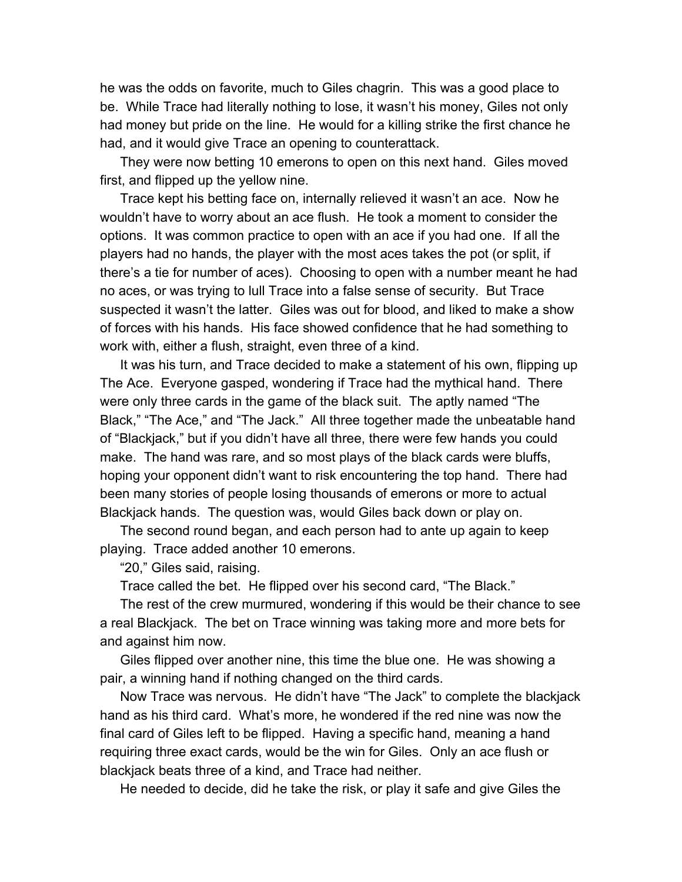he was the odds on favorite, much to Giles chagrin. This was a good place to be. While Trace had literally nothing to lose, it wasn't his money, Giles not only had money but pride on the line. He would for a killing strike the first chance he had, and it would give Trace an opening to counterattack.

They were now betting 10 emerons to open on this next hand. Giles moved first, and flipped up the yellow nine.

Trace kept his betting face on, internally relieved it wasn't an ace. Now he wouldn't have to worry about an ace flush. He took a moment to consider the options. It was common practice to open with an ace if you had one. If all the players had no hands, the player with the most aces takes the pot (or split, if there's a tie for number of aces). Choosing to open with a number meant he had no aces, or was trying to lull Trace into a false sense of security. But Trace suspected it wasn't the latter. Giles was out for blood, and liked to make a show of forces with his hands. His face showed confidence that he had something to work with, either a flush, straight, even three of a kind.

It was his turn, and Trace decided to make a statement of his own, flipping up The Ace. Everyone gasped, wondering if Trace had the mythical hand. There were only three cards in the game of the black suit. The aptly named "The Black," "The Ace," and "The Jack." All three together made the unbeatable hand of "Blackjack," but if you didn't have all three, there were few hands you could make. The hand was rare, and so most plays of the black cards were bluffs, hoping your opponent didn't want to risk encountering the top hand. There had been many stories of people losing thousands of emerons or more to actual Blackjack hands. The question was, would Giles back down or play on.

The second round began, and each person had to ante up again to keep playing. Trace added another 10 emerons.

"20," Giles said, raising.

Trace called the bet. He flipped over his second card, "The Black."

The rest of the crew murmured, wondering if this would be their chance to see a real Blackjack. The bet on Trace winning was taking more and more bets for and against him now.

Giles flipped over another nine, this time the blue one. He was showing a pair, a winning hand if nothing changed on the third cards.

Now Trace was nervous. He didn't have "The Jack" to complete the blackjack hand as his third card. What's more, he wondered if the red nine was now the final card of Giles left to be flipped. Having a specific hand, meaning a hand requiring three exact cards, would be the win for Giles. Only an ace flush or blackjack beats three of a kind, and Trace had neither.

He needed to decide, did he take the risk, or play it safe and give Giles the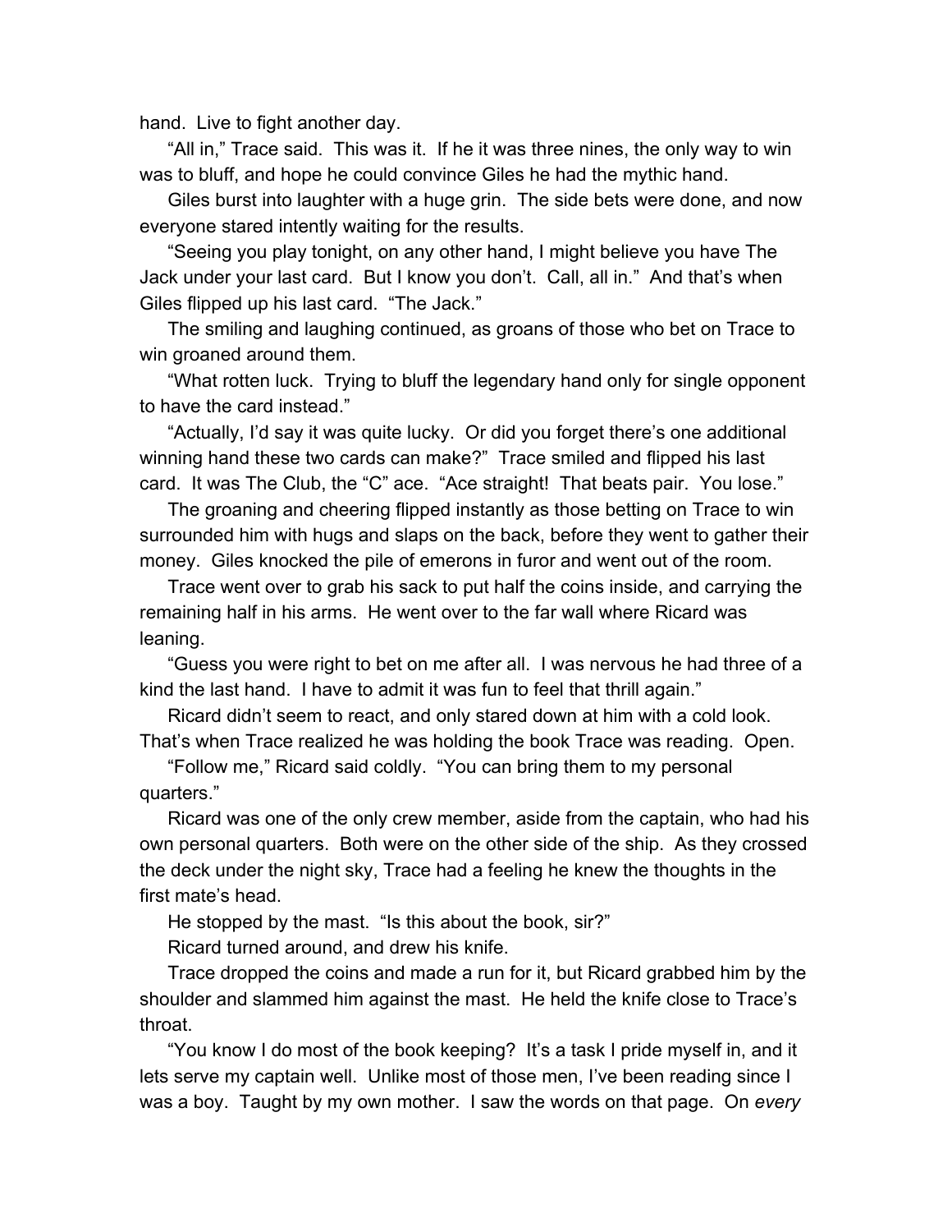hand. Live to fight another day.

"All in," Trace said. This was it. If he it was three nines, the only way to win was to bluff, and hope he could convince Giles he had the mythic hand.

Giles burst into laughter with a huge grin. The side bets were done, and now everyone stared intently waiting for the results.

"Seeing you play tonight, on any other hand, I might believe you have The Jack under your last card. But I know you don't. Call, all in." And that's when Giles flipped up his last card. "The Jack."

The smiling and laughing continued, as groans of those who bet on Trace to win groaned around them.

"What rotten luck. Trying to bluff the legendary hand only for single opponent to have the card instead."

"Actually, I'd say it was quite lucky. Or did you forget there's one additional winning hand these two cards can make?" Trace smiled and flipped his last card. It was The Club, the "C" ace. "Ace straight! That beats pair. You lose."

The groaning and cheering flipped instantly as those betting on Trace to win surrounded him with hugs and slaps on the back, before they went to gather their money. Giles knocked the pile of emerons in furor and went out of the room.

Trace went over to grab his sack to put half the coins inside, and carrying the remaining half in his arms. He went over to the far wall where Ricard was leaning.

"Guess you were right to bet on me after all. I was nervous he had three of a kind the last hand. I have to admit it was fun to feel that thrill again."

Ricard didn't seem to react, and only stared down at him with a cold look. That's when Trace realized he was holding the book Trace was reading. Open.

"Follow me," Ricard said coldly. "You can bring them to my personal quarters."

Ricard was one of the only crew member, aside from the captain, who had his own personal quarters. Both were on the other side of the ship. As they crossed the deck under the night sky, Trace had a feeling he knew the thoughts in the first mate's head.

He stopped by the mast. "Is this about the book, sir?"

Ricard turned around, and drew his knife.

Trace dropped the coins and made a run for it, but Ricard grabbed him by the shoulder and slammed him against the mast. He held the knife close to Trace's throat.

"You know I do most of the book keeping? It's a task I pride myself in, and it lets serve my captain well. Unlike most of those men, I've been reading since I was a boy. Taught by my own mother. I saw the words on that page. On *every*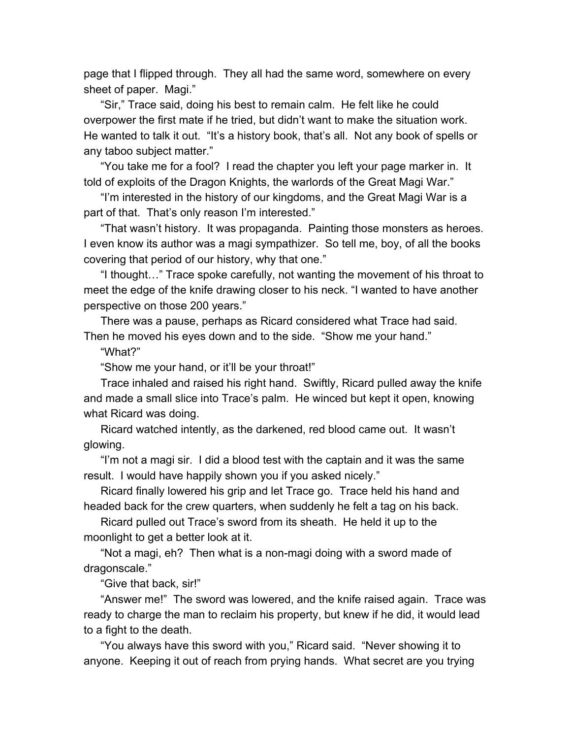page that I flipped through. They all had the same word, somewhere on every sheet of paper. Magi."

"Sir," Trace said, doing his best to remain calm. He felt like he could overpower the first mate if he tried, but didn't want to make the situation work. He wanted to talk it out. "It's a history book, that's all. Not any book of spells or any taboo subject matter."

"You take me for a fool? I read the chapter you left your page marker in. It told of exploits of the Dragon Knights, the warlords of the Great Magi War."

"I'm interested in the history of our kingdoms, and the Great Magi War is a part of that. That's only reason I'm interested."

"That wasn't history. It was propaganda. Painting those monsters as heroes. I even know its author was a magi sympathizer. So tell me, boy, of all the books covering that period of our history, why that one."

"I thought…" Trace spoke carefully, not wanting the movement of his throat to meet the edge of the knife drawing closer to his neck. "I wanted to have another perspective on those 200 years."

There was a pause, perhaps as Ricard considered what Trace had said. Then he moved his eyes down and to the side. "Show me your hand."

"What?"

"Show me your hand, or it'll be your throat!"

Trace inhaled and raised his right hand. Swiftly, Ricard pulled away the knife and made a small slice into Trace's palm. He winced but kept it open, knowing what Ricard was doing.

Ricard watched intently, as the darkened, red blood came out. It wasn't glowing.

"I'm not a magi sir. I did a blood test with the captain and it was the same result. I would have happily shown you if you asked nicely."

Ricard finally lowered his grip and let Trace go. Trace held his hand and headed back for the crew quarters, when suddenly he felt a tag on his back.

Ricard pulled out Trace's sword from its sheath. He held it up to the moonlight to get a better look at it.

"Not a magi, eh? Then what is a non-magi doing with a sword made of dragonscale."

"Give that back, sir!"

"Answer me!" The sword was lowered, and the knife raised again. Trace was ready to charge the man to reclaim his property, but knew if he did, it would lead to a fight to the death.

"You always have this sword with you," Ricard said. "Never showing it to anyone. Keeping it out of reach from prying hands. What secret are you trying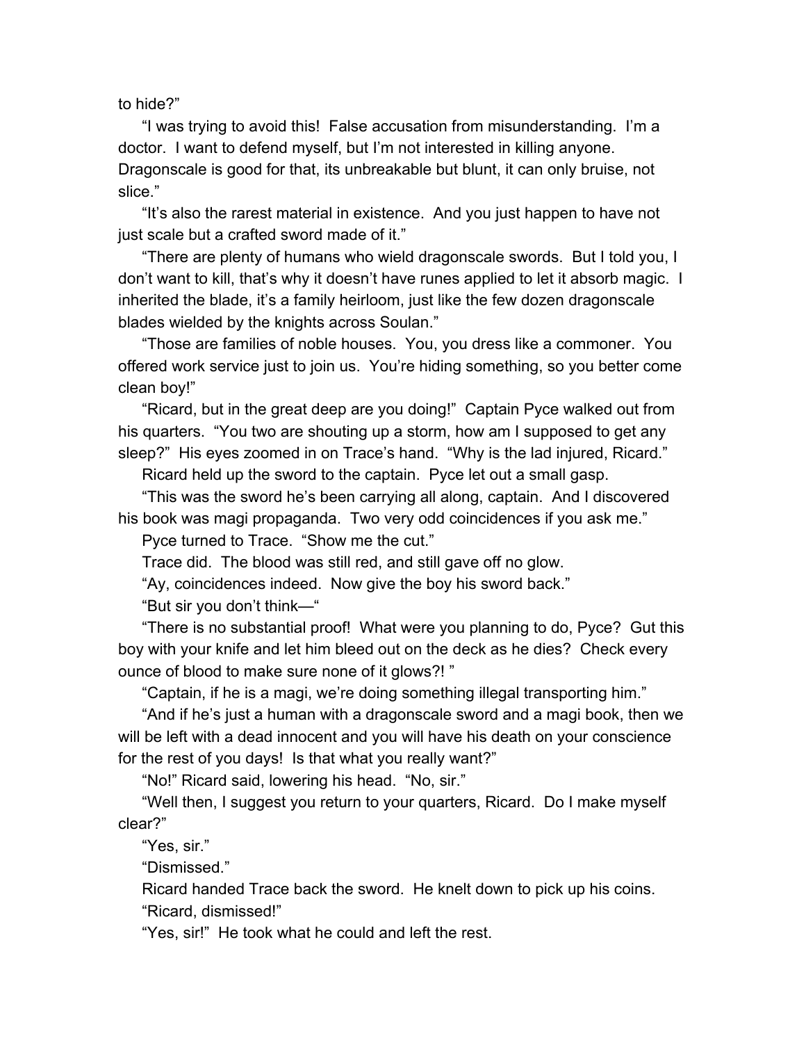to hide?"

"I was trying to avoid this! False accusation from misunderstanding. I'm a doctor. I want to defend myself, but I'm not interested in killing anyone. Dragonscale is good for that, its unbreakable but blunt, it can only bruise, not slice."

"It's also the rarest material in existence. And you just happen to have not just scale but a crafted sword made of it."

"There are plenty of humans who wield dragonscale swords. But I told you, I don't want to kill, that's why it doesn't have runes applied to let it absorb magic. I inherited the blade, it's a family heirloom, just like the few dozen dragonscale blades wielded by the knights across Soulan."

"Those are families of noble houses. You, you dress like a commoner. You offered work service just to join us. You're hiding something, so you better come clean boy!"

"Ricard, but in the great deep are you doing!" Captain Pyce walked out from his quarters. "You two are shouting up a storm, how am I supposed to get any sleep?" His eyes zoomed in on Trace's hand. "Why is the lad injured, Ricard."

Ricard held up the sword to the captain. Pyce let out a small gasp.

"This was the sword he's been carrying all along, captain. And I discovered his book was magi propaganda. Two very odd coincidences if you ask me."

Pyce turned to Trace. "Show me the cut."

Trace did. The blood was still red, and still gave off no glow.

"Ay, coincidences indeed. Now give the boy his sword back."

"But sir you don't think—"

"There is no substantial proof! What were you planning to do, Pyce? Gut this boy with your knife and let him bleed out on the deck as he dies? Check every ounce of blood to make sure none of it glows?! "

"Captain, if he is a magi, we're doing something illegal transporting him."

"And if he's just a human with a dragonscale sword and a magi book, then we will be left with a dead innocent and you will have his death on your conscience for the rest of you days! Is that what you really want?"

"No!" Ricard said, lowering his head. "No, sir."

"Well then, I suggest you return to your quarters, Ricard. Do I make myself clear?"

"Yes, sir."

"Dismissed."

Ricard handed Trace back the sword. He knelt down to pick up his coins.

"Ricard, dismissed!"

"Yes, sir!" He took what he could and left the rest.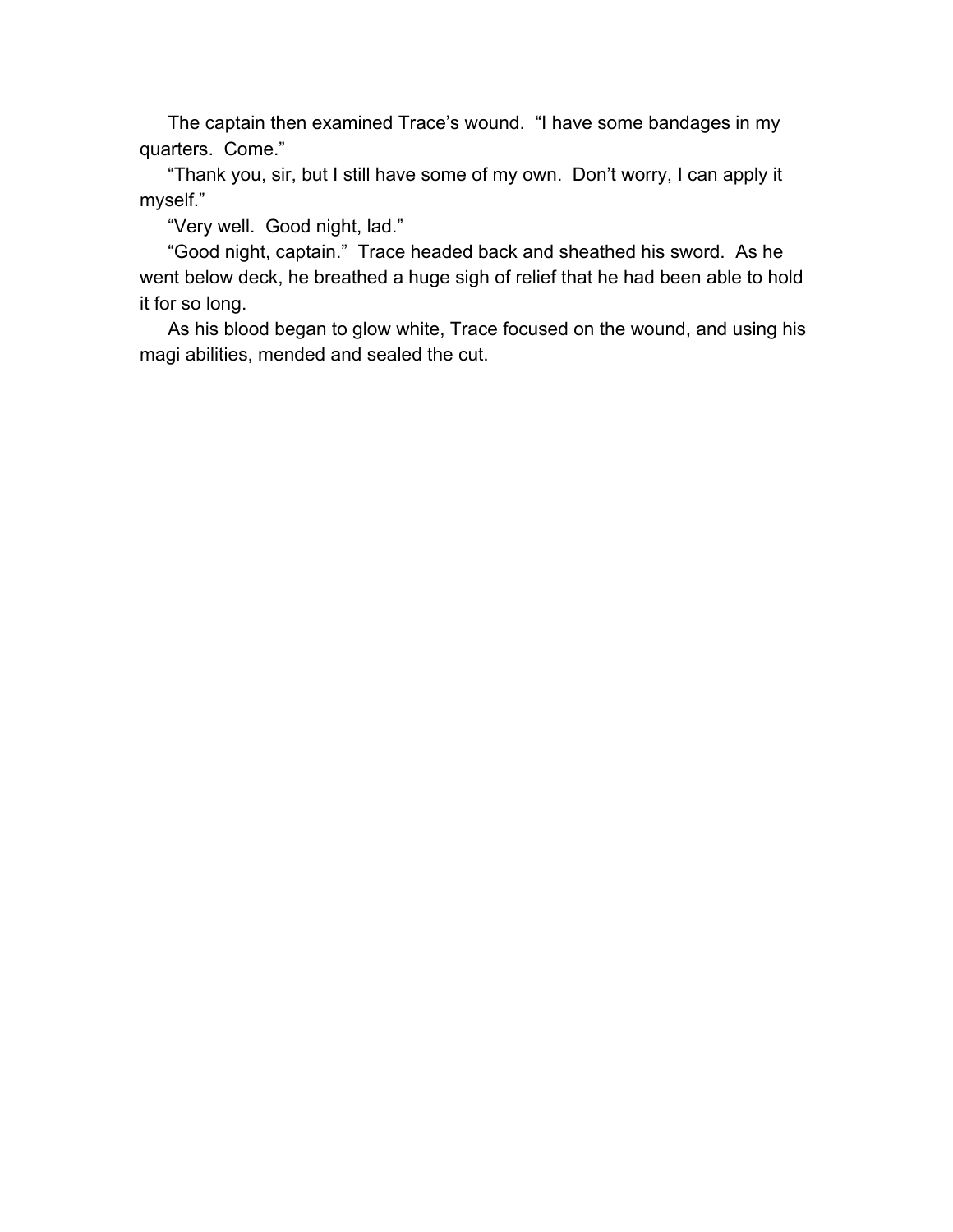The captain then examined Trace's wound. "I have some bandages in my quarters. Come."

"Thank you, sir, but I still have some of my own. Don't worry, I can apply it myself."

"Very well. Good night, lad."

"Good night, captain." Trace headed back and sheathed his sword. As he went below deck, he breathed a huge sigh of relief that he had been able to hold it for so long.

As his blood began to glow white, Trace focused on the wound, and using his magi abilities, mended and sealed the cut.